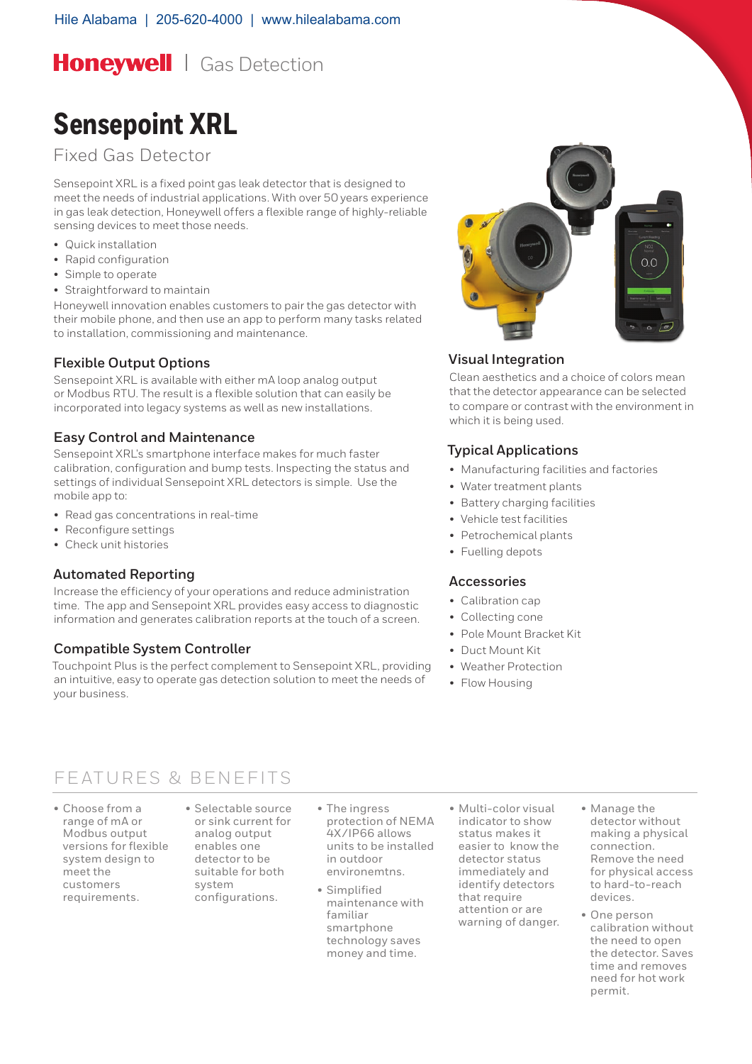Hile Alabama | 205-620-4000 | www.hilealabama.com

**Honeywell** | Gas Detection

# Sensepoint XRL

## Fixed Gas Detector

Sensepoint XRL is a fixed point gas leak detector that is designed to meet the needs of industrial applications. With over 50 years experience in gas leak detection, Honeywell offers a flexible range of highly-reliable sensing devices to meet those needs.

- Quick installation
- Rapid configuration
- Simple to operate
- Straightforward to maintain

Honeywell innovation enables customers to pair the gas detector with their mobile phone, and then use an app to perform many tasks related to installation, commissioning and maintenance.

### Flexible Output Options

Sensepoint XRL is available with either mA loop analog output or Modbus RTU. The result is a flexible solution that can easily be incorporated into legacy systems as well as new installations.

### Easy Control and Maintenance

Sensepoint XRL's smartphone interface makes for much faster calibration, configuration and bump tests. Inspecting the status and settings of individual Sensepoint XRL detectors is simple. Use the mobile app to:

- Read gas concentrations in real-time
- Reconfigure settings
- Check unit histories

### Automated Reporting

Increase the efficiency of your operations and reduce administration time. The app and Sensepoint XRL provides easy access to diagnostic information and generates calibration reports at the touch of a screen.

### Compatible System Controller

Touchpoint Plus is the perfect complement to Sensepoint XRL, providing an intuitive, easy to operate gas detection solution to meet the needs of your business.

### Visual Integration

Clean aesthetics and a choice of colors mean that the detector appearance can be selected to compare or contrast with the environment in which it is being used.

### Typical Applications

- Manufacturing facilities and factories
- Water treatment plants
- Battery charging facilities
- Vehicle test facilities
- Petrochemical plants
- Fuelling depots

### Accessories

- Calibration cap
- Collecting cone
- Pole Mount Bracket Kit
- Duct Mount Kit
- Weather Protection
- Flow Housing

## FEATURES & BENEFITS

- Choose from a range of mA or Modbus output versions for flexible system design to meet the customers requirements.
- Selectable source or sink current for analog output enables one detector to be suitable for both system configurations.
- The ingress protection of NEMA 4X/IP66 allows units to be installed in outdoor environemtns.
- Simplified maintenance with familiar smartphone technology saves money and time.
- Multi-color visual indicator to show status makes it easier to know the detector status immediately and identify detectors that require attention or are warning of danger.
- Manage the detector without making a physical connection. Remove the need for physical access to hard-to-reach devices.
- One person calibration without the need to open the detector. Saves time and removes need for hot work permit.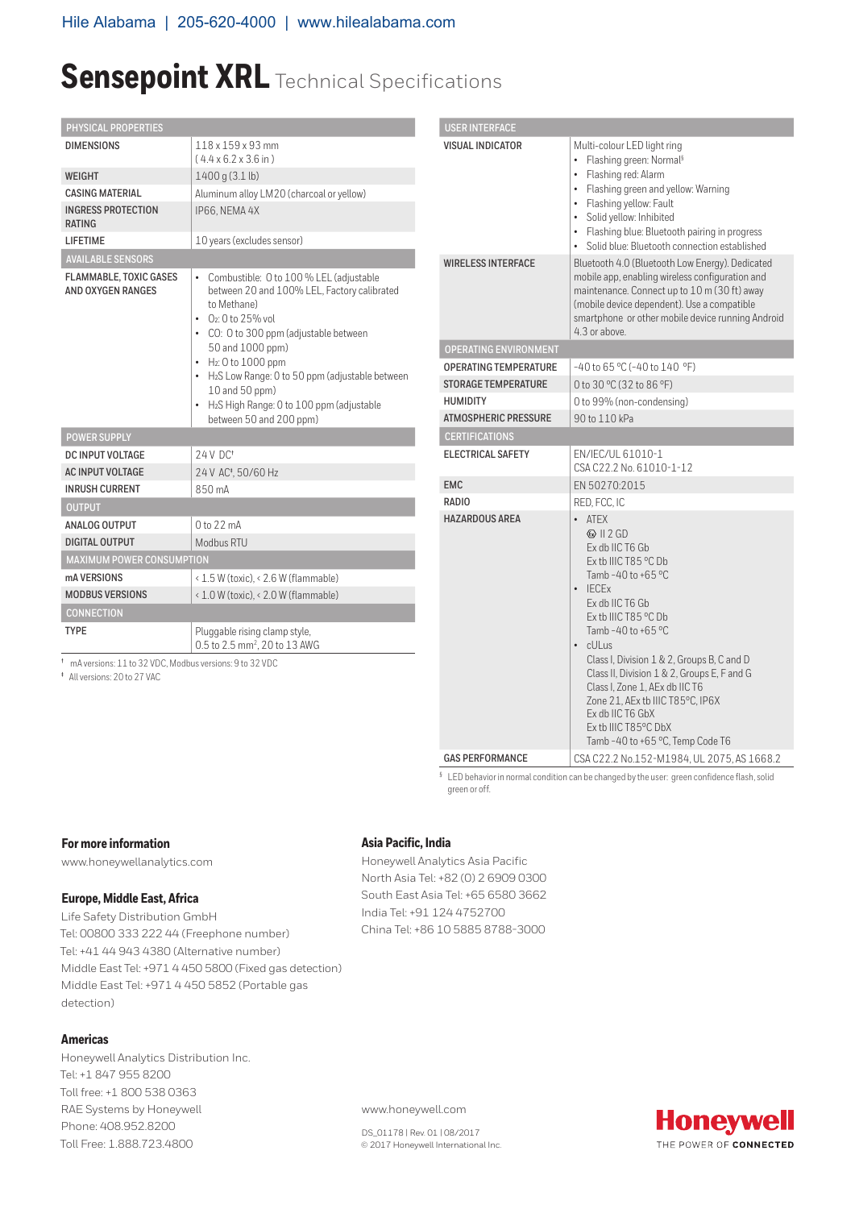Hile Alabama | 205-620-4000 | www.hilealabama.com

# Sensepoint XRL Technical Specifications

| PHYSICAL PROPERTIES | |
|---|---|
| DIMENSIONS | 118 x 159 x 93 mm (4.4 x 6.2 x 3.6 in) |
| WEIGHT | 1400 g (3.1 lb) |
| CASING MATERIAL | Aluminum alloy LM20 (charcoal or yellow) |
| INGRESS PROTECTION RATING | IP66, NEMA 4X |
| LIFETIME | 10 years (excludes sensor) |
| **AVAILABLE SENSORS** | |
| FLAMMABLE, TOXIC GASES AND OXYGEN RANGES | • Combustible: 0 to 100 % LEL (adjustable between 20 and 100% LEL, Factory calibrated to Methane)<br>• $O_2$: 0 to 25% vol<br>• CO: 0 to 300 ppm (adjustable between 50 and 1000 ppm)<br>• $H_2$: 0 to 1000 ppm<br>• $H_2S$ Low Range: 0 to 50 ppm (adjustable between 10 and 50 ppm)<br>• $H_2S$ High Range: 0 to 100 ppm (adjustable between 50 and 200 ppm) |
| **POWER SUPPLY** | |
| DC INPUT VOLTAGE | 24 V DC[†] |
| AC INPUT VOLTAGE | 24 V AC[‡], 50/60 Hz |
| INRUSH CURRENT | 850 mA |
| **OUTPUT** | |
| ANALOG OUTPUT | 0 to 22 mA |
| DIGITAL OUTPUT | Modbus RTU |
| **MAXIMUM POWER CONSUMPTION** | |
| mA VERSIONS | < 1.5 W (toxic), < 2.6 W (flammable) |
| MODBUS VERSIONS | < 1.0 W (toxic), < 2.0 W (flammable) |
| **CONNECTION** | |
| TYPE | Pluggable rising clamp style, 0.5 to 2.5 mm², 20 to 13 AWG |

[†] mA versions: 11 to 32 VDC, Modbus versions: 9 to 32 VDC
[‡] All versions: 20 to 27 VAC

| USER INTERFACE | |
|---|---|
| VISUAL INDICATOR | Multi-colour LED light ring<br>• Flashing green: Normal[§]<br>• Flashing red: Alarm<br>• Flashing green and yellow: Warning<br>• Flashing yellow: Fault<br>• Solid yellow: Inhibited<br>• Flashing blue: Bluetooth pairing in progress<br>• Solid blue: Bluetooth connection established |
| WIRELESS INTERFACE | Bluetooth 4.0 (Bluetooth Low Energy). Dedicated mobile app, enabling wireless configuration and maintenance. Connect up to 10 m (30 ft) away (mobile device dependent). Use a compatible smartphone or other mobile device running Android 4.3 or above. |
| **OPERATING ENVIRONMENT** | |
| OPERATING TEMPERATURE | -40 to 65 °C (-40 to 140 °F) |
| STORAGE TEMPERATURE | 0 to 30 °C (32 to 86 °F) |
| HUMIDITY | 0 to 99% (non-condensing) |
| ATMOSPHERIC PRESSURE | 90 to 110 kPa |
| **CERTIFICATIONS** | |
| ELECTRICAL SAFETY | EN/IEC/UL 61010-1<br>CSA C22.2 No. 61010-1-12 |
| EMC | EN 50270:2015 |
| RADIO | RED, FCC, IC |
| HAZARDOUS AREA | • ATEX<br>Ex II 2 GD<br>Ex db IIC T6 Gb<br>Ex tb IIIC T85 °C Db<br>Tamb -40 to +65 °C<br>• IECEx<br>Ex db IIC T6 Gb<br>Ex tb IIIC T85 °C Db<br>Tamb -40 to +65 °C<br>• cULus<br>Class I, Division 1 & 2, Groups B, C and D<br>Class II, Division 1 & 2, Groups E, F and G<br>Class I, Zone 1, AEx db IIC T6<br>Zone 21, AEx tb IIIC T85°C, IP6X<br>Ex db IIC T6 GbX<br>Ex tb IIIC T85°C DbX<br>Tamb -40 to +65 °C, Temp Code T6 |
| GAS PERFORMANCE | CSA C22.2 No.152-M1984, UL 2075, AS 1668.2 |

[§] LED behavior in normal condition can be changed by the user: green confidence flash, solid green or off.

### For more information

www.honeywellanalytics.com

### Europe, Middle East, Africa

Life Safety Distribution GmbH
Tel: 00800 333 222 44 (Freephone number)
Tel: +41 44 943 4380 (Alternative number)
Middle East Tel: +971 4 450 5800 (Fixed gas detection)
Middle East Tel: +971 4 450 5852 (Portable gas detection)

### Americas

Honeywell Analytics Distribution Inc.
Tel: +1 847 955 8200
Toll free: +1 800 538 0363
RAE Systems by Honeywell
Phone: 408.952.8200
Toll Free: 1.888.723.4800

### Asia Pacific, India

Honeywell Analytics Asia Pacific
North Asia Tel: +82 (0) 2 6909 0300
South East Asia Tel: +65 6580 3662
India Tel: +91 124 4752700
China Tel: +86 10 5885 8788-3000

www.honeywell.com

DS_01178 | Rev. 01 | 08/2017
© 2017 Honeywell International Inc.

Honeywell
THE POWER OF CONNECTED